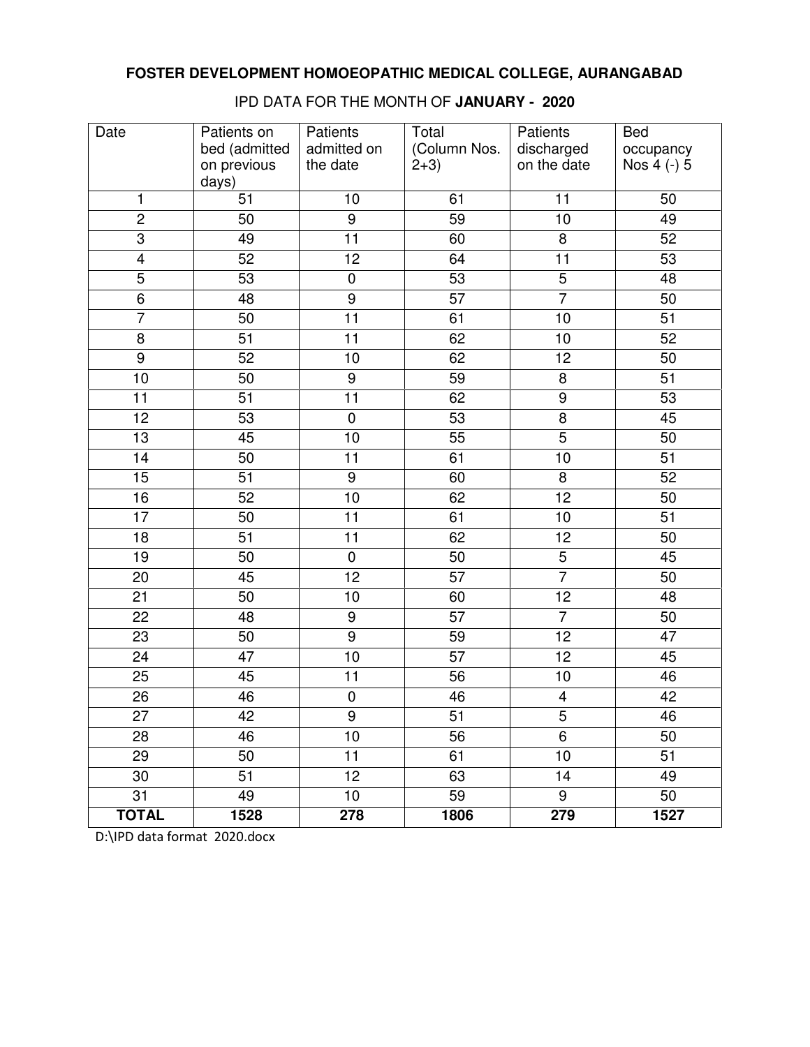# FOSTER DEVELOPMENT HOMOEOPATHIC MEDICAL COLLEGE, AURANGABAD

IPD DATA FOR THE MONTH OF **JANUARY - 2020**

| Date | Patients on bed (admitted on previous days) | Patients admitted on the date | Total (Column Nos. 2+3) | Patients discharged on the date | Bed occupancy Nos 4 (-) 5 |
|---|---|---|---|---|---|
| 1 | 51 | 10 | 61 | 11 | 50 |
| 2 | 50 | 9 | 59 | 10 | 49 |
| 3 | 49 | 11 | 60 | 8 | 52 |
| 4 | 52 | 12 | 64 | 11 | 53 |
| 5 | 53 | 0 | 53 | 5 | 48 |
| 6 | 48 | 9 | 57 | 7 | 50 |
| 7 | 50 | 11 | 61 | 10 | 51 |
| 8 | 51 | 11 | 62 | 10 | 52 |
| 9 | 52 | 10 | 62 | 12 | 50 |
| 10 | 50 | 9 | 59 | 8 | 51 |
| 11 | 51 | 11 | 62 | 9 | 53 |
| 12 | 53 | 0 | 53 | 8 | 45 |
| 13 | 45 | 10 | 55 | 5 | 50 |
| 14 | 50 | 11 | 61 | 10 | 51 |
| 15 | 51 | 9 | 60 | 8 | 52 |
| 16 | 52 | 10 | 62 | 12 | 50 |
| 17 | 50 | 11 | 61 | 10 | 51 |
| 18 | 51 | 11 | 62 | 12 | 50 |
| 19 | 50 | 0 | 50 | 5 | 45 |
| 20 | 45 | 12 | 57 | 7 | 50 |
| 21 | 50 | 10 | 60 | 12 | 48 |
| 22 | 48 | 9 | 57 | 7 | 50 |
| 23 | 50 | 9 | 59 | 12 | 47 |
| 24 | 47 | 10 | 57 | 12 | 45 |
| 25 | 45 | 11 | 56 | 10 | 46 |
| 26 | 46 | 0 | 46 | 4 | 42 |
| 27 | 42 | 9 | 51 | 5 | 46 |
| 28 | 46 | 10 | 56 | 6 | 50 |
| 29 | 50 | 11 | 61 | 10 | 51 |
| 30 | 51 | 12 | 63 | 14 | 49 |
| 31 | 49 | 10 | 59 | 9 | 50 |
| **TOTAL** | **1528** | **278** | **1806** | **279** | **1527** |

D:\IPD data format 2020.docx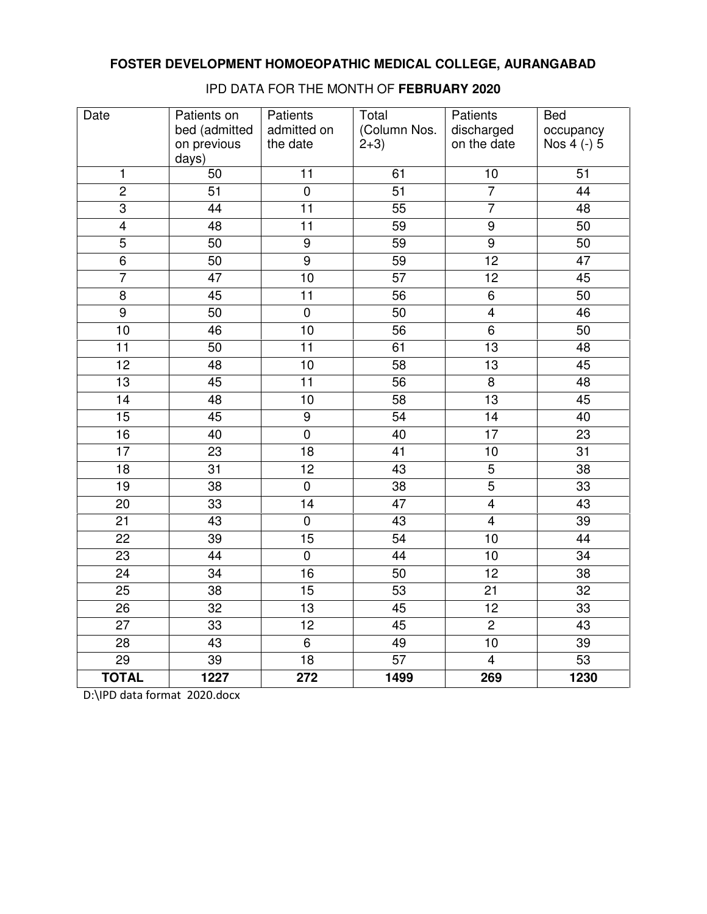**FOSTER DEVELOPMENT HOMOEOPATHIC MEDICAL COLLEGE, AURANGABAD**

IPD DATA FOR THE MONTH OF **FEBRUARY 2020**

| Date | Patients on bed (admitted on previous days) | Patients admitted on the date | Total (Column Nos. 2+3) | Patients discharged on the date | Bed occupancy Nos 4 (-) 5 |
|---|---|---|---|---|---|
| 1 | 50 | 11 | 61 | 10 | 51 |
| 2 | 51 | 0 | 51 | 7 | 44 |
| 3 | 44 | 11 | 55 | 7 | 48 |
| 4 | 48 | 11 | 59 | 9 | 50 |
| 5 | 50 | 9 | 59 | 9 | 50 |
| 6 | 50 | 9 | 59 | 12 | 47 |
| 7 | 47 | 10 | 57 | 12 | 45 |
| 8 | 45 | 11 | 56 | 6 | 50 |
| 9 | 50 | 0 | 50 | 4 | 46 |
| 10 | 46 | 10 | 56 | 6 | 50 |
| 11 | 50 | 11 | 61 | 13 | 48 |
| 12 | 48 | 10 | 58 | 13 | 45 |
| 13 | 45 | 11 | 56 | 8 | 48 |
| 14 | 48 | 10 | 58 | 13 | 45 |
| 15 | 45 | 9 | 54 | 14 | 40 |
| 16 | 40 | 0 | 40 | 17 | 23 |
| 17 | 23 | 18 | 41 | 10 | 31 |
| 18 | 31 | 12 | 43 | 5 | 38 |
| 19 | 38 | 0 | 38 | 5 | 33 |
| 20 | 33 | 14 | 47 | 4 | 43 |
| 21 | 43 | 0 | 43 | 4 | 39 |
| 22 | 39 | 15 | 54 | 10 | 44 |
| 23 | 44 | 0 | 44 | 10 | 34 |
| 24 | 34 | 16 | 50 | 12 | 38 |
| 25 | 38 | 15 | 53 | 21 | 32 |
| 26 | 32 | 13 | 45 | 12 | 33 |
| 27 | 33 | 12 | 45 | 2 | 43 |
| 28 | 43 | 6 | 49 | 10 | 39 |
| 29 | 39 | 18 | 57 | 4 | 53 |
| **TOTAL** | **1227** | **272** | **1499** | **269** | **1230** |

D:\IPD data format 2020.docx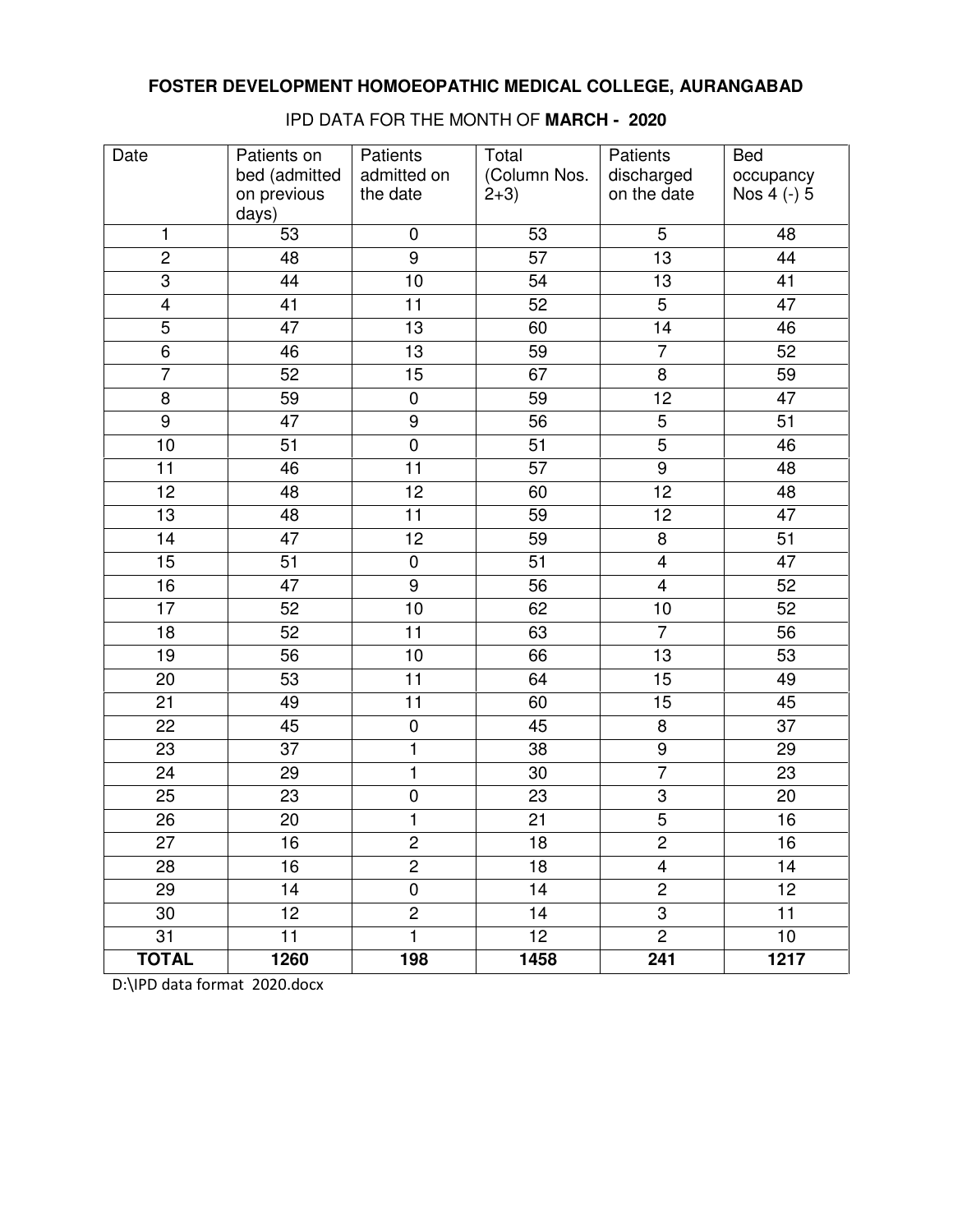**FOSTER DEVELOPMENT HOMOEOPATHIC MEDICAL COLLEGE, AURANGABAD**

IPD DATA FOR THE MONTH OF **MARCH - 2020**

| Date | Patients on bed (admitted on previous days) | Patients admitted on the date | Total (Column Nos. 2+3) | Patients discharged on the date | Bed occupancy Nos 4 (-) 5 |
|---|---|---|---|---|---|
| 1 | 53 | 0 | 53 | 5 | 48 |
| 2 | 48 | 9 | 57 | 13 | 44 |
| 3 | 44 | 10 | 54 | 13 | 41 |
| 4 | 41 | 11 | 52 | 5 | 47 |
| 5 | 47 | 13 | 60 | 14 | 46 |
| 6 | 46 | 13 | 59 | 7 | 52 |
| 7 | 52 | 15 | 67 | 8 | 59 |
| 8 | 59 | 0 | 59 | 12 | 47 |
| 9 | 47 | 9 | 56 | 5 | 51 |
| 10 | 51 | 0 | 51 | 5 | 46 |
| 11 | 46 | 11 | 57 | 9 | 48 |
| 12 | 48 | 12 | 60 | 12 | 48 |
| 13 | 48 | 11 | 59 | 12 | 47 |
| 14 | 47 | 12 | 59 | 8 | 51 |
| 15 | 51 | 0 | 51 | 4 | 47 |
| 16 | 47 | 9 | 56 | 4 | 52 |
| 17 | 52 | 10 | 62 | 10 | 52 |
| 18 | 52 | 11 | 63 | 7 | 56 |
| 19 | 56 | 10 | 66 | 13 | 53 |
| 20 | 53 | 11 | 64 | 15 | 49 |
| 21 | 49 | 11 | 60 | 15 | 45 |
| 22 | 45 | 0 | 45 | 8 | 37 |
| 23 | 37 | 1 | 38 | 9 | 29 |
| 24 | 29 | 1 | 30 | 7 | 23 |
| 25 | 23 | 0 | 23 | 3 | 20 |
| 26 | 20 | 1 | 21 | 5 | 16 |
| 27 | 16 | 2 | 18 | 2 | 16 |
| 28 | 16 | 2 | 18 | 4 | 14 |
| 29 | 14 | 0 | 14 | 2 | 12 |
| 30 | 12 | 2 | 14 | 3 | 11 |
| 31 | 11 | 1 | 12 | 2 | 10 |
| **TOTAL** | **1260** | **198** | **1458** | **241** | **1217** |

D:\IPD data format 2020.docx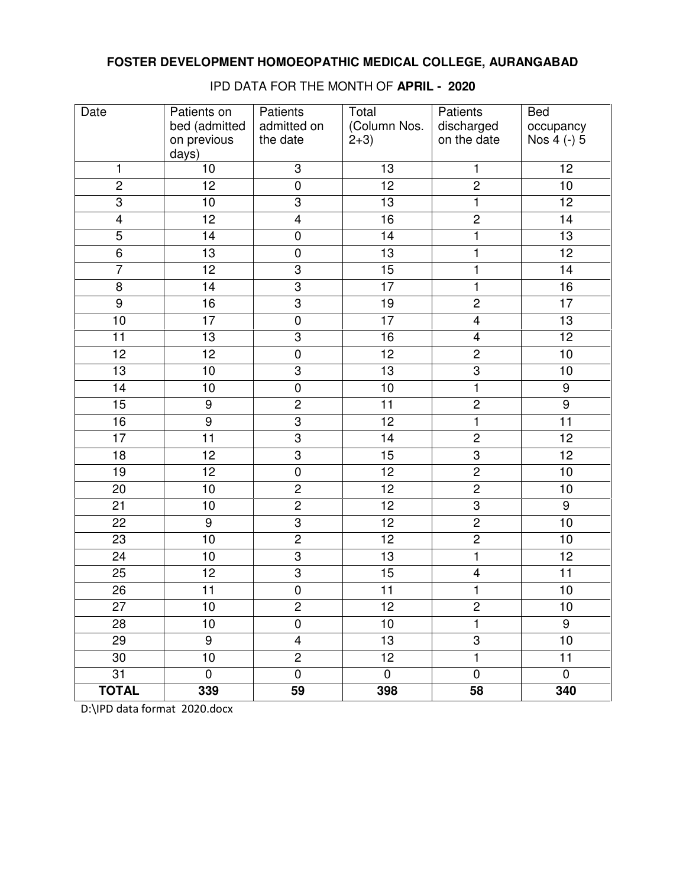**FOSTER DEVELOPMENT HOMOEOPATHIC MEDICAL COLLEGE, AURANGABAD**

IPD DATA FOR THE MONTH OF **APRIL - 2020**

| Date | Patients on bed (admitted on previous days) | Patients admitted on the date | Total (Column Nos. 2+3) | Patients discharged on the date | Bed occupancy Nos 4 (-) 5 |
|---|---|---|---|---|---|
| 1 | 10 | 3 | 13 | 1 | 12 |
| 2 | 12 | 0 | 12 | 2 | 10 |
| 3 | 10 | 3 | 13 | 1 | 12 |
| 4 | 12 | 4 | 16 | 2 | 14 |
| 5 | 14 | 0 | 14 | 1 | 13 |
| 6 | 13 | 0 | 13 | 1 | 12 |
| 7 | 12 | 3 | 15 | 1 | 14 |
| 8 | 14 | 3 | 17 | 1 | 16 |
| 9 | 16 | 3 | 19 | 2 | 17 |
| 10 | 17 | 0 | 17 | 4 | 13 |
| 11 | 13 | 3 | 16 | 4 | 12 |
| 12 | 12 | 0 | 12 | 2 | 10 |
| 13 | 10 | 3 | 13 | 3 | 10 |
| 14 | 10 | 0 | 10 | 1 | 9 |
| 15 | 9 | 2 | 11 | 2 | 9 |
| 16 | 9 | 3 | 12 | 1 | 11 |
| 17 | 11 | 3 | 14 | 2 | 12 |
| 18 | 12 | 3 | 15 | 3 | 12 |
| 19 | 12 | 0 | 12 | 2 | 10 |
| 20 | 10 | 2 | 12 | 2 | 10 |
| 21 | 10 | 2 | 12 | 3 | 9 |
| 22 | 9 | 3 | 12 | 2 | 10 |
| 23 | 10 | 2 | 12 | 2 | 10 |
| 24 | 10 | 3 | 13 | 1 | 12 |
| 25 | 12 | 3 | 15 | 4 | 11 |
| 26 | 11 | 0 | 11 | 1 | 10 |
| 27 | 10 | 2 | 12 | 2 | 10 |
| 28 | 10 | 0 | 10 | 1 | 9 |
| 29 | 9 | 4 | 13 | 3 | 10 |
| 30 | 10 | 2 | 12 | 1 | 11 |
| 31 | 0 | 0 | 0 | 0 | 0 |
| **TOTAL** | **339** | **59** | **398** | **58** | **340** |

D:\IPD data format 2020.docx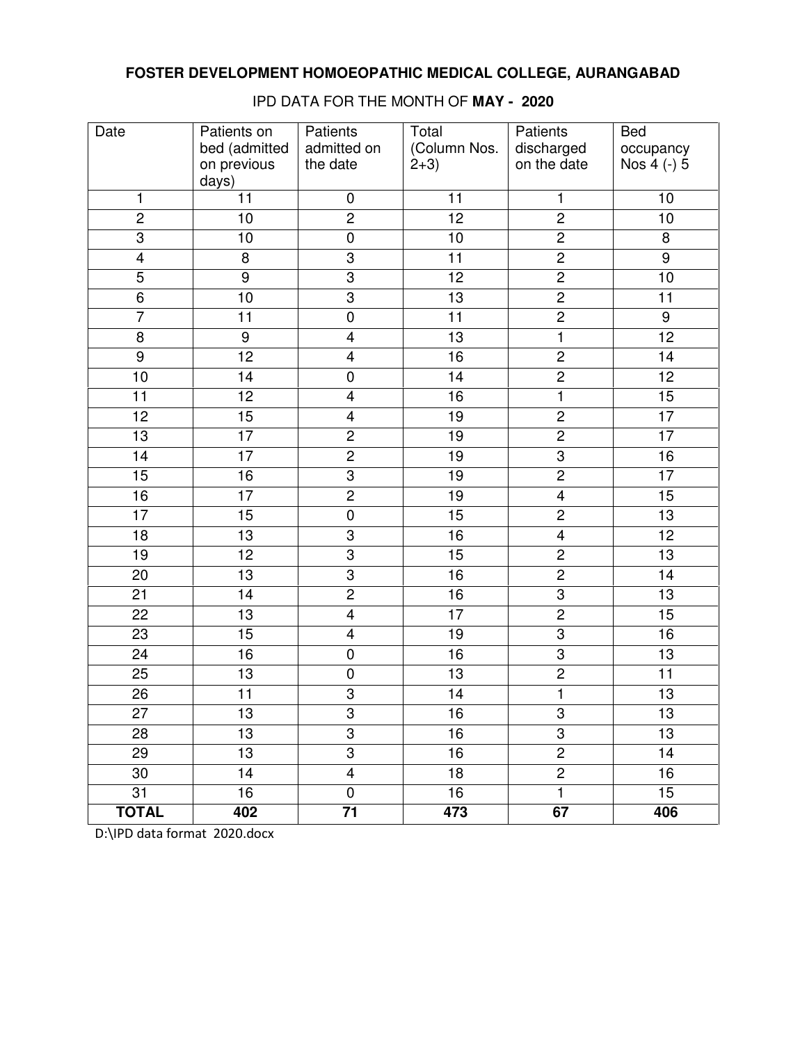**FOSTER DEVELOPMENT HOMOEOPATHIC MEDICAL COLLEGE, AURANGABAD**

IPD DATA FOR THE MONTH OF **MAY - 2020**

| Date | Patients on bed (admitted on previous days) | Patients admitted on the date | Total (Column Nos. 2+3) | Patients discharged on the date | Bed occupancy Nos 4 (-) 5 |
|---|---|---|---|---|---|
| 1 | 11 | 0 | 11 | 1 | 10 |
| 2 | 10 | 2 | 12 | 2 | 10 |
| 3 | 10 | 0 | 10 | 2 | 8 |
| 4 | 8 | 3 | 11 | 2 | 9 |
| 5 | 9 | 3 | 12 | 2 | 10 |
| 6 | 10 | 3 | 13 | 2 | 11 |
| 7 | 11 | 0 | 11 | 2 | 9 |
| 8 | 9 | 4 | 13 | 1 | 12 |
| 9 | 12 | 4 | 16 | 2 | 14 |
| 10 | 14 | 0 | 14 | 2 | 12 |
| 11 | 12 | 4 | 16 | 1 | 15 |
| 12 | 15 | 4 | 19 | 2 | 17 |
| 13 | 17 | 2 | 19 | 2 | 17 |
| 14 | 17 | 2 | 19 | 3 | 16 |
| 15 | 16 | 3 | 19 | 2 | 17 |
| 16 | 17 | 2 | 19 | 4 | 15 |
| 17 | 15 | 0 | 15 | 2 | 13 |
| 18 | 13 | 3 | 16 | 4 | 12 |
| 19 | 12 | 3 | 15 | 2 | 13 |
| 20 | 13 | 3 | 16 | 2 | 14 |
| 21 | 14 | 2 | 16 | 3 | 13 |
| 22 | 13 | 4 | 17 | 2 | 15 |
| 23 | 15 | 4 | 19 | 3 | 16 |
| 24 | 16 | 0 | 16 | 3 | 13 |
| 25 | 13 | 0 | 13 | 2 | 11 |
| 26 | 11 | 3 | 14 | 1 | 13 |
| 27 | 13 | 3 | 16 | 3 | 13 |
| 28 | 13 | 3 | 16 | 3 | 13 |
| 29 | 13 | 3 | 16 | 2 | 14 |
| 30 | 14 | 4 | 18 | 2 | 16 |
| 31 | 16 | 0 | 16 | 1 | 15 |
| **TOTAL** | **402** | **71** | **473** | **67** | **406** |

D:\IPD data format 2020.docx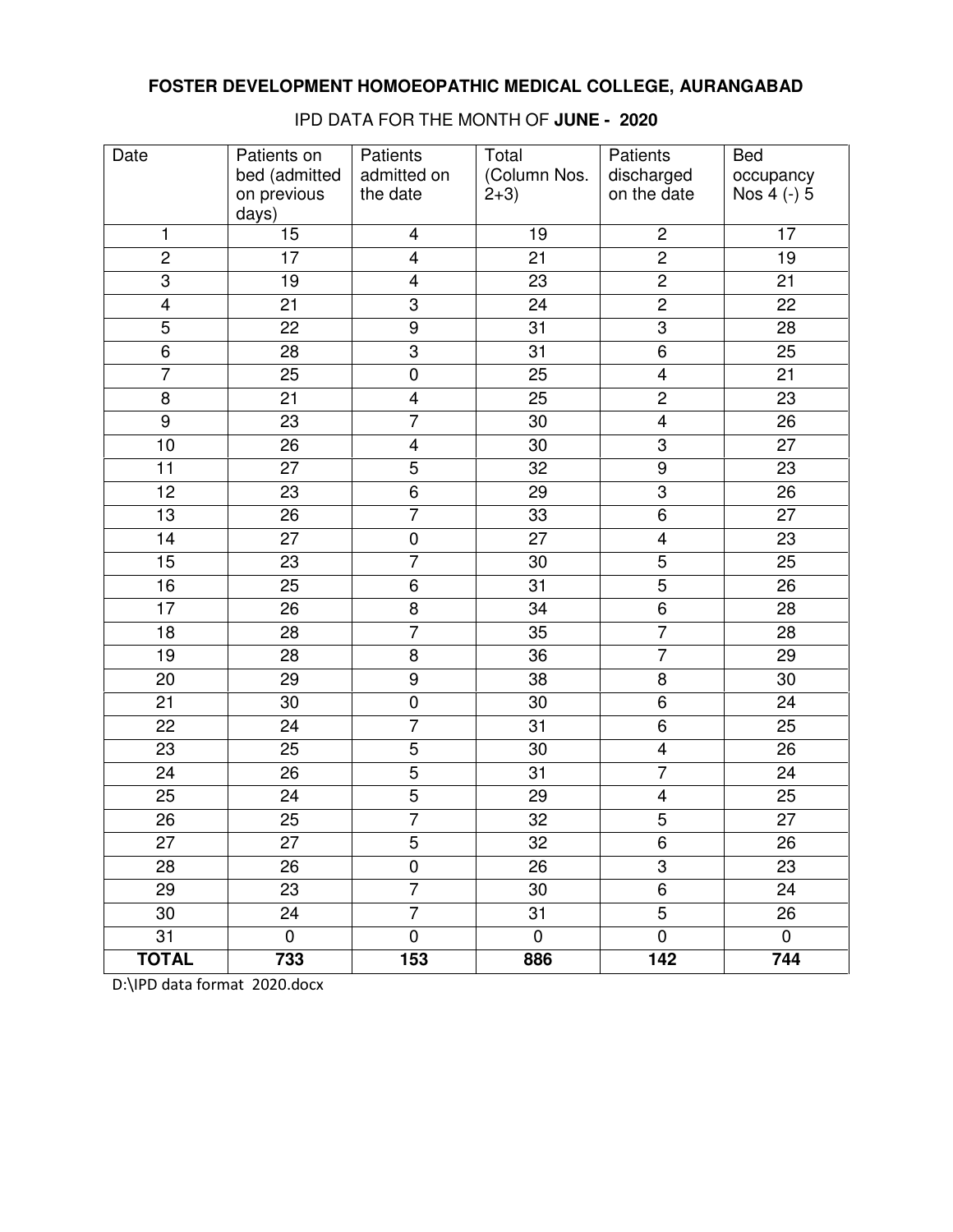**FOSTER DEVELOPMENT HOMOEOPATHIC MEDICAL COLLEGE, AURANGABAD**

IPD DATA FOR THE MONTH OF **JUNE - 2020**

| Date | Patients on bed (admitted on previous days) | Patients admitted on the date | Total (Column Nos. 2+3) | Patients discharged on the date | Bed occupancy Nos 4 (-) 5 |
|---|---|---|---|---|---|
| 1 | 15 | 4 | 19 | 2 | 17 |
| 2 | 17 | 4 | 21 | 2 | 19 |
| 3 | 19 | 4 | 23 | 2 | 21 |
| 4 | 21 | 3 | 24 | 2 | 22 |
| 5 | 22 | 9 | 31 | 3 | 28 |
| 6 | 28 | 3 | 31 | 6 | 25 |
| 7 | 25 | 0 | 25 | 4 | 21 |
| 8 | 21 | 4 | 25 | 2 | 23 |
| 9 | 23 | 7 | 30 | 4 | 26 |
| 10 | 26 | 4 | 30 | 3 | 27 |
| 11 | 27 | 5 | 32 | 9 | 23 |
| 12 | 23 | 6 | 29 | 3 | 26 |
| 13 | 26 | 7 | 33 | 6 | 27 |
| 14 | 27 | 0 | 27 | 4 | 23 |
| 15 | 23 | 7 | 30 | 5 | 25 |
| 16 | 25 | 6 | 31 | 5 | 26 |
| 17 | 26 | 8 | 34 | 6 | 28 |
| 18 | 28 | 7 | 35 | 7 | 28 |
| 19 | 28 | 8 | 36 | 7 | 29 |
| 20 | 29 | 9 | 38 | 8 | 30 |
| 21 | 30 | 0 | 30 | 6 | 24 |
| 22 | 24 | 7 | 31 | 6 | 25 |
| 23 | 25 | 5 | 30 | 4 | 26 |
| 24 | 26 | 5 | 31 | 7 | 24 |
| 25 | 24 | 5 | 29 | 4 | 25 |
| 26 | 25 | 7 | 32 | 5 | 27 |
| 27 | 27 | 5 | 32 | 6 | 26 |
| 28 | 26 | 0 | 26 | 3 | 23 |
| 29 | 23 | 7 | 30 | 6 | 24 |
| 30 | 24 | 7 | 31 | 5 | 26 |
| 31 | 0 | 0 | 0 | 0 | 0 |
| **TOTAL** | **733** | **153** | **886** | **142** | **744** |

D:\IPD data format 2020.docx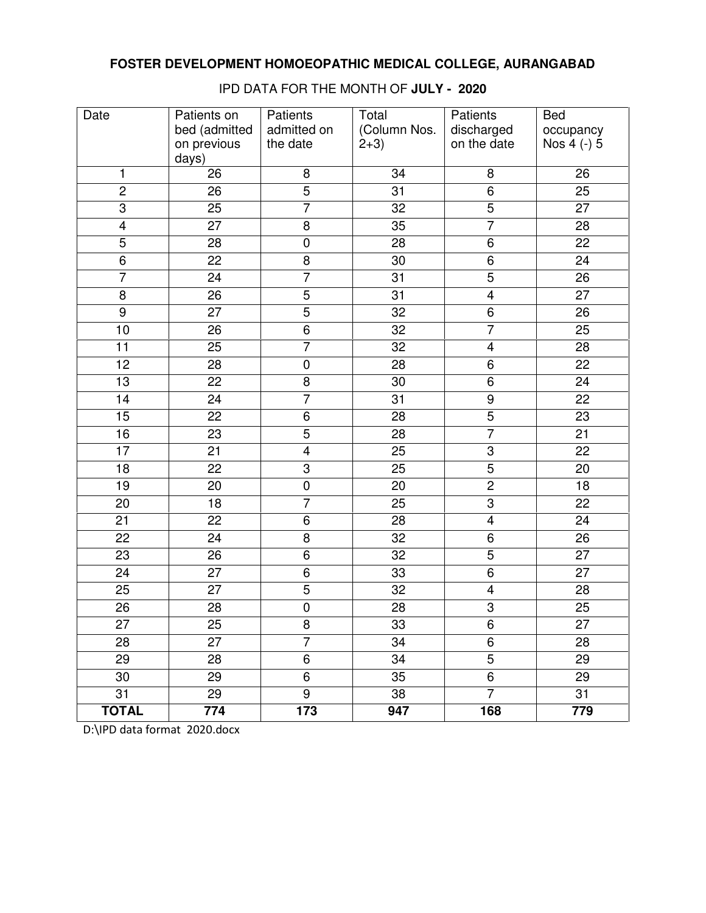**FOSTER DEVELOPMENT HOMOEOPATHIC MEDICAL COLLEGE, AURANGABAD**

IPD DATA FOR THE MONTH OF **JULY - 2020**

| Date | Patients on bed (admitted on previous days) | Patients admitted on the date | Total (Column Nos. 2+3) | Patients discharged on the date | Bed occupancy Nos 4 (-) 5 |
|---|---|---|---|---|---|
| 1 | 26 | 8 | 34 | 8 | 26 |
| 2 | 26 | 5 | 31 | 6 | 25 |
| 3 | 25 | 7 | 32 | 5 | 27 |
| 4 | 27 | 8 | 35 | 7 | 28 |
| 5 | 28 | 0 | 28 | 6 | 22 |
| 6 | 22 | 8 | 30 | 6 | 24 |
| 7 | 24 | 7 | 31 | 5 | 26 |
| 8 | 26 | 5 | 31 | 4 | 27 |
| 9 | 27 | 5 | 32 | 6 | 26 |
| 10 | 26 | 6 | 32 | 7 | 25 |
| 11 | 25 | 7 | 32 | 4 | 28 |
| 12 | 28 | 0 | 28 | 6 | 22 |
| 13 | 22 | 8 | 30 | 6 | 24 |
| 14 | 24 | 7 | 31 | 9 | 22 |
| 15 | 22 | 6 | 28 | 5 | 23 |
| 16 | 23 | 5 | 28 | 7 | 21 |
| 17 | 21 | 4 | 25 | 3 | 22 |
| 18 | 22 | 3 | 25 | 5 | 20 |
| 19 | 20 | 0 | 20 | 2 | 18 |
| 20 | 18 | 7 | 25 | 3 | 22 |
| 21 | 22 | 6 | 28 | 4 | 24 |
| 22 | 24 | 8 | 32 | 6 | 26 |
| 23 | 26 | 6 | 32 | 5 | 27 |
| 24 | 27 | 6 | 33 | 6 | 27 |
| 25 | 27 | 5 | 32 | 4 | 28 |
| 26 | 28 | 0 | 28 | 3 | 25 |
| 27 | 25 | 8 | 33 | 6 | 27 |
| 28 | 27 | 7 | 34 | 6 | 28 |
| 29 | 28 | 6 | 34 | 5 | 29 |
| 30 | 29 | 6 | 35 | 6 | 29 |
| 31 | 29 | 9 | 38 | 7 | 31 |
| **TOTAL** | **774** | **173** | **947** | **168** | **779** |

D:\IPD data format 2020.docx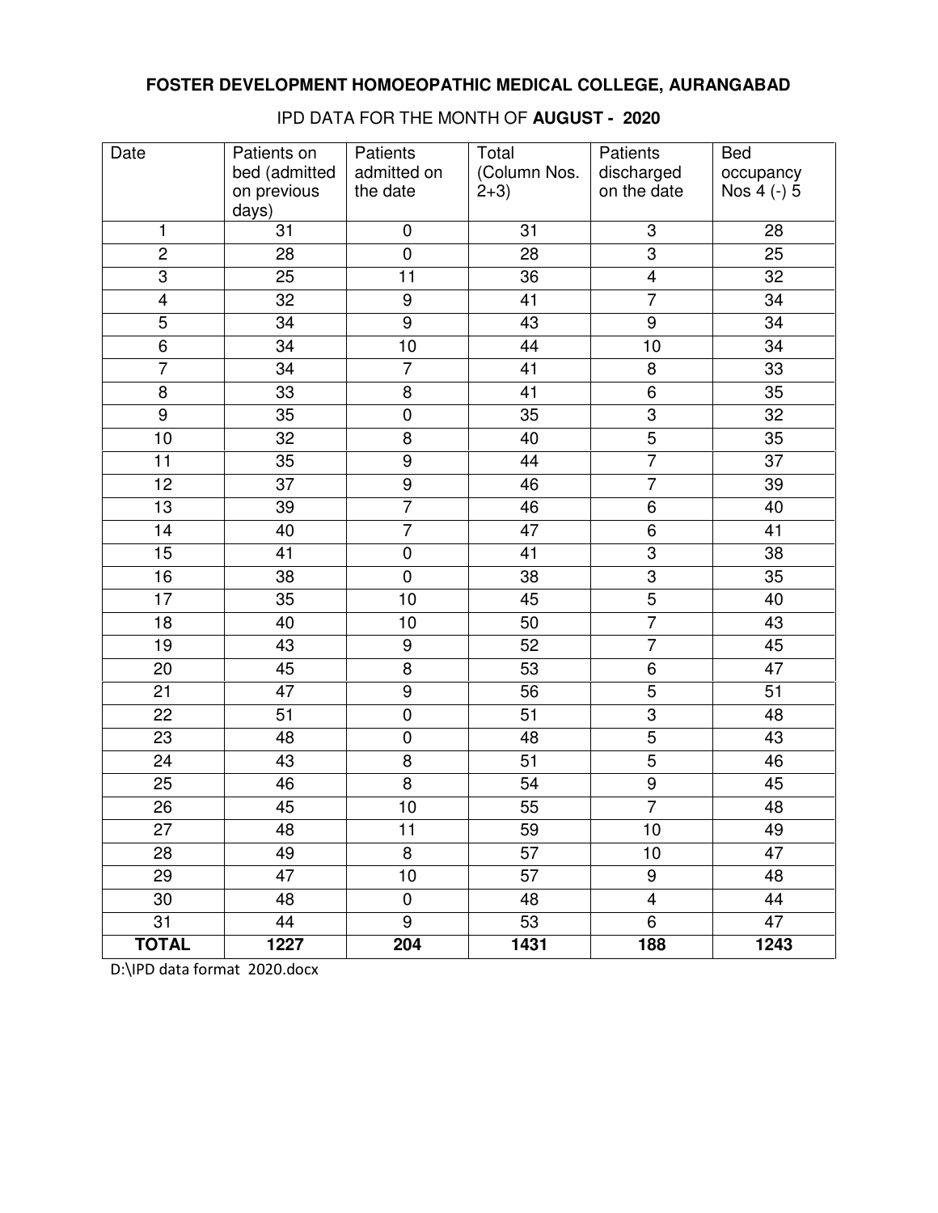# FOSTER DEVELOPMENT HOMOEOPATHIC MEDICAL COLLEGE, AURANGABAD

IPD DATA FOR THE MONTH OF **AUGUST - 2020**

| Date | Patients on bed (admitted on previous days) | Patients admitted on the date | Total (Column Nos. 2+3) | Patients discharged on the date | Bed occupancy Nos 4 (-) 5 |
|---|---|---|---|---|---|
| 1 | 31 | 0 | 31 | 3 | 28 |
| 2 | 28 | 0 | 28 | 3 | 25 |
| 3 | 25 | 11 | 36 | 4 | 32 |
| 4 | 32 | 9 | 41 | 7 | 34 |
| 5 | 34 | 9 | 43 | 9 | 34 |
| 6 | 34 | 10 | 44 | 10 | 34 |
| 7 | 34 | 7 | 41 | 8 | 33 |
| 8 | 33 | 8 | 41 | 6 | 35 |
| 9 | 35 | 0 | 35 | 3 | 32 |
| 10 | 32 | 8 | 40 | 5 | 35 |
| 11 | 35 | 9 | 44 | 7 | 37 |
| 12 | 37 | 9 | 46 | 7 | 39 |
| 13 | 39 | 7 | 46 | 6 | 40 |
| 14 | 40 | 7 | 47 | 6 | 41 |
| 15 | 41 | 0 | 41 | 3 | 38 |
| 16 | 38 | 0 | 38 | 3 | 35 |
| 17 | 35 | 10 | 45 | 5 | 40 |
| 18 | 40 | 10 | 50 | 7 | 43 |
| 19 | 43 | 9 | 52 | 7 | 45 |
| 20 | 45 | 8 | 53 | 6 | 47 |
| 21 | 47 | 9 | 56 | 5 | 51 |
| 22 | 51 | 0 | 51 | 3 | 48 |
| 23 | 48 | 0 | 48 | 5 | 43 |
| 24 | 43 | 8 | 51 | 5 | 46 |
| 25 | 46 | 8 | 54 | 9 | 45 |
| 26 | 45 | 10 | 55 | 7 | 48 |
| 27 | 48 | 11 | 59 | 10 | 49 |
| 28 | 49 | 8 | 57 | 10 | 47 |
| 29 | 47 | 10 | 57 | 9 | 48 |
| 30 | 48 | 0 | 48 | 4 | 44 |
| 31 | 44 | 9 | 53 | 6 | 47 |
| **TOTAL** | **1227** | **204** | **1431** | **188** | **1243** |

D:\IPD data format 2020.docx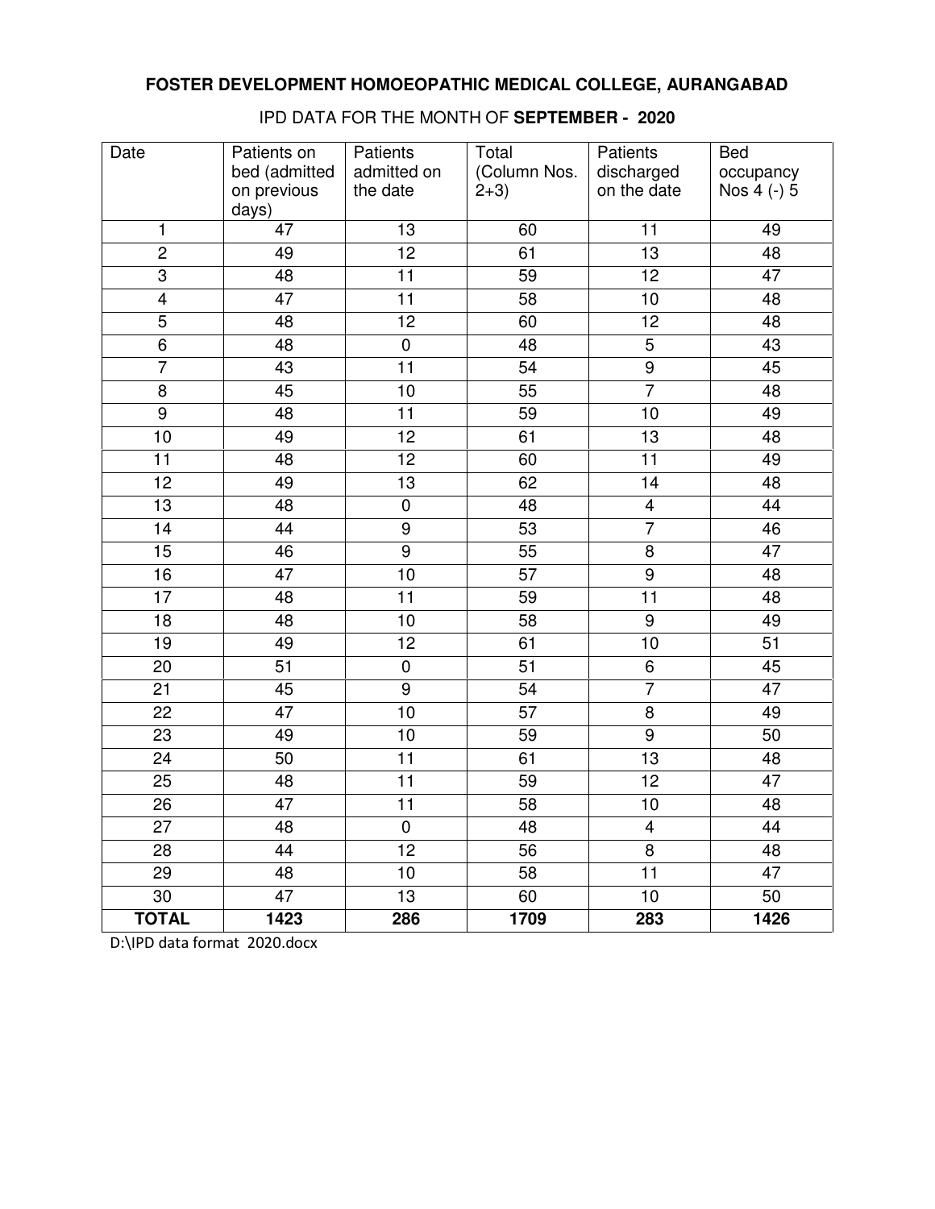**FOSTER DEVELOPMENT HOMOEOPATHIC MEDICAL COLLEGE, AURANGABAD**

IPD DATA FOR THE MONTH OF **SEPTEMBER - 2020**

| Date | Patients on bed (admitted on previous days) | Patients admitted on the date | Total (Column Nos. 2+3) | Patients discharged on the date | Bed occupancy Nos 4 (-) 5 |
|---|---|---|---|---|---|
| 1 | 47 | 13 | 60 | 11 | 49 |
| 2 | 49 | 12 | 61 | 13 | 48 |
| 3 | 48 | 11 | 59 | 12 | 47 |
| 4 | 47 | 11 | 58 | 10 | 48 |
| 5 | 48 | 12 | 60 | 12 | 48 |
| 6 | 48 | 0 | 48 | 5 | 43 |
| 7 | 43 | 11 | 54 | 9 | 45 |
| 8 | 45 | 10 | 55 | 7 | 48 |
| 9 | 48 | 11 | 59 | 10 | 49 |
| 10 | 49 | 12 | 61 | 13 | 48 |
| 11 | 48 | 12 | 60 | 11 | 49 |
| 12 | 49 | 13 | 62 | 14 | 48 |
| 13 | 48 | 0 | 48 | 4 | 44 |
| 14 | 44 | 9 | 53 | 7 | 46 |
| 15 | 46 | 9 | 55 | 8 | 47 |
| 16 | 47 | 10 | 57 | 9 | 48 |
| 17 | 48 | 11 | 59 | 11 | 48 |
| 18 | 48 | 10 | 58 | 9 | 49 |
| 19 | 49 | 12 | 61 | 10 | 51 |
| 20 | 51 | 0 | 51 | 6 | 45 |
| 21 | 45 | 9 | 54 | 7 | 47 |
| 22 | 47 | 10 | 57 | 8 | 49 |
| 23 | 49 | 10 | 59 | 9 | 50 |
| 24 | 50 | 11 | 61 | 13 | 48 |
| 25 | 48 | 11 | 59 | 12 | 47 |
| 26 | 47 | 11 | 58 | 10 | 48 |
| 27 | 48 | 0 | 48 | 4 | 44 |
| 28 | 44 | 12 | 56 | 8 | 48 |
| 29 | 48 | 10 | 58 | 11 | 47 |
| 30 | 47 | 13 | 60 | 10 | 50 |
| **TOTAL** | **1423** | **286** | **1709** | **283** | **1426** |

D:\IPD data format 2020.docx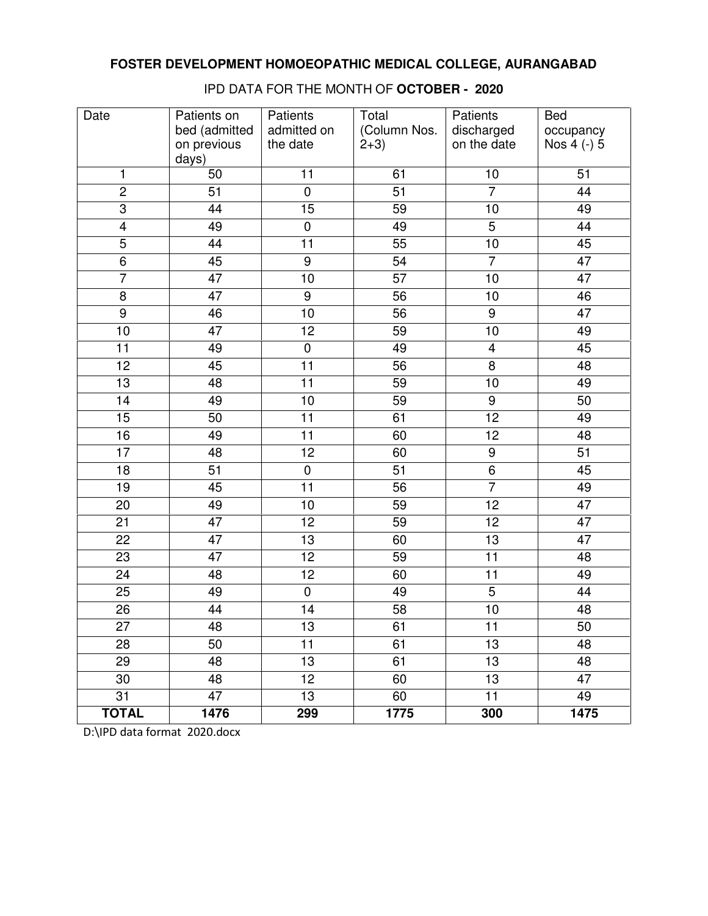**FOSTER DEVELOPMENT HOMOEOPATHIC MEDICAL COLLEGE, AURANGABAD**

IPD DATA FOR THE MONTH OF **OCTOBER - 2020**

| Date | Patients on bed (admitted on previous days) | Patients admitted on the date | Total (Column Nos. 2+3) | Patients discharged on the date | Bed occupancy Nos 4 (-) 5 |
|---|---|---|---|---|---|
| 1 | 50 | 11 | 61 | 10 | 51 |
| 2 | 51 | 0 | 51 | 7 | 44 |
| 3 | 44 | 15 | 59 | 10 | 49 |
| 4 | 49 | 0 | 49 | 5 | 44 |
| 5 | 44 | 11 | 55 | 10 | 45 |
| 6 | 45 | 9 | 54 | 7 | 47 |
| 7 | 47 | 10 | 57 | 10 | 47 |
| 8 | 47 | 9 | 56 | 10 | 46 |
| 9 | 46 | 10 | 56 | 9 | 47 |
| 10 | 47 | 12 | 59 | 10 | 49 |
| 11 | 49 | 0 | 49 | 4 | 45 |
| 12 | 45 | 11 | 56 | 8 | 48 |
| 13 | 48 | 11 | 59 | 10 | 49 |
| 14 | 49 | 10 | 59 | 9 | 50 |
| 15 | 50 | 11 | 61 | 12 | 49 |
| 16 | 49 | 11 | 60 | 12 | 48 |
| 17 | 48 | 12 | 60 | 9 | 51 |
| 18 | 51 | 0 | 51 | 6 | 45 |
| 19 | 45 | 11 | 56 | 7 | 49 |
| 20 | 49 | 10 | 59 | 12 | 47 |
| 21 | 47 | 12 | 59 | 12 | 47 |
| 22 | 47 | 13 | 60 | 13 | 47 |
| 23 | 47 | 12 | 59 | 11 | 48 |
| 24 | 48 | 12 | 60 | 11 | 49 |
| 25 | 49 | 0 | 49 | 5 | 44 |
| 26 | 44 | 14 | 58 | 10 | 48 |
| 27 | 48 | 13 | 61 | 11 | 50 |
| 28 | 50 | 11 | 61 | 13 | 48 |
| 29 | 48 | 13 | 61 | 13 | 48 |
| 30 | 48 | 12 | 60 | 13 | 47 |
| 31 | 47 | 13 | 60 | 11 | 49 |
| **TOTAL** | **1476** | **299** | **1775** | **300** | **1475** |

D:\IPD data format 2020.docx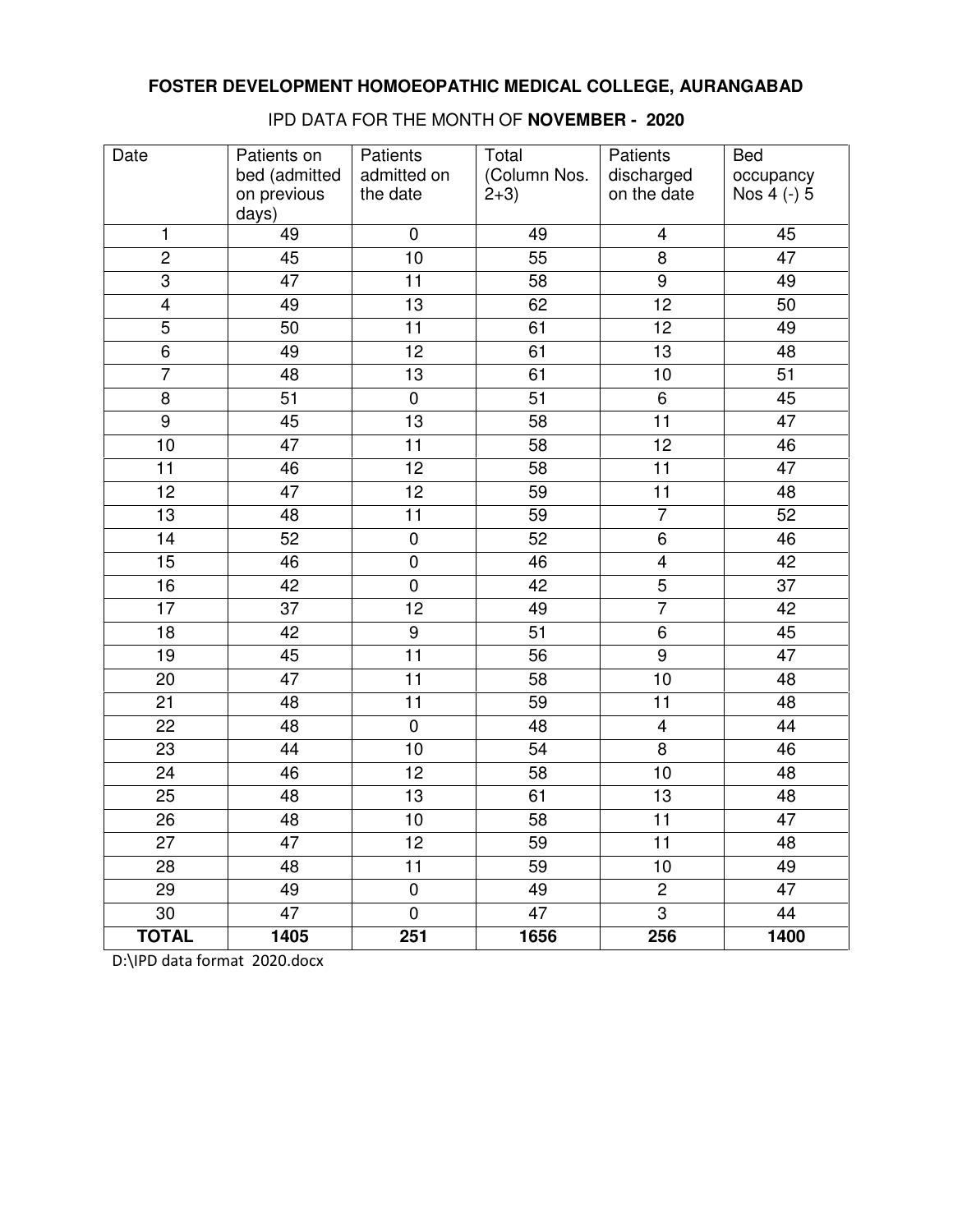**FOSTER DEVELOPMENT HOMOEOPATHIC MEDICAL COLLEGE, AURANGABAD**

IPD DATA FOR THE MONTH OF **NOVEMBER - 2020**

| Date | Patients on bed (admitted on previous days) | Patients admitted on the date | Total (Column Nos. 2+3) | Patients discharged on the date | Bed occupancy Nos 4 (-) 5 |
|---|---|---|---|---|---|
| 1 | 49 | 0 | 49 | 4 | 45 |
| 2 | 45 | 10 | 55 | 8 | 47 |
| 3 | 47 | 11 | 58 | 9 | 49 |
| 4 | 49 | 13 | 62 | 12 | 50 |
| 5 | 50 | 11 | 61 | 12 | 49 |
| 6 | 49 | 12 | 61 | 13 | 48 |
| 7 | 48 | 13 | 61 | 10 | 51 |
| 8 | 51 | 0 | 51 | 6 | 45 |
| 9 | 45 | 13 | 58 | 11 | 47 |
| 10 | 47 | 11 | 58 | 12 | 46 |
| 11 | 46 | 12 | 58 | 11 | 47 |
| 12 | 47 | 12 | 59 | 11 | 48 |
| 13 | 48 | 11 | 59 | 7 | 52 |
| 14 | 52 | 0 | 52 | 6 | 46 |
| 15 | 46 | 0 | 46 | 4 | 42 |
| 16 | 42 | 0 | 42 | 5 | 37 |
| 17 | 37 | 12 | 49 | 7 | 42 |
| 18 | 42 | 9 | 51 | 6 | 45 |
| 19 | 45 | 11 | 56 | 9 | 47 |
| 20 | 47 | 11 | 58 | 10 | 48 |
| 21 | 48 | 11 | 59 | 11 | 48 |
| 22 | 48 | 0 | 48 | 4 | 44 |
| 23 | 44 | 10 | 54 | 8 | 46 |
| 24 | 46 | 12 | 58 | 10 | 48 |
| 25 | 48 | 13 | 61 | 13 | 48 |
| 26 | 48 | 10 | 58 | 11 | 47 |
| 27 | 47 | 12 | 59 | 11 | 48 |
| 28 | 48 | 11 | 59 | 10 | 49 |
| 29 | 49 | 0 | 49 | 2 | 47 |
| 30 | 47 | 0 | 47 | 3 | 44 |
| **TOTAL** | **1405** | **251** | **1656** | **256** | **1400** |

D:\IPD data format 2020.docx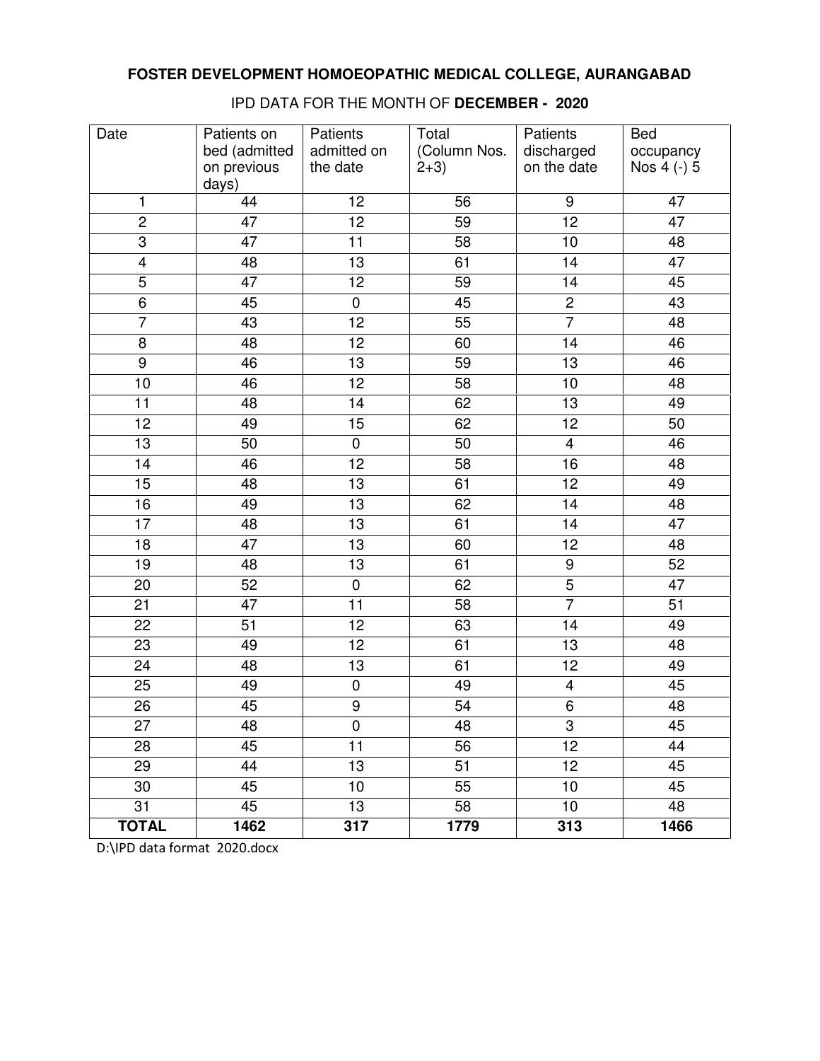**FOSTER DEVELOPMENT HOMOEOPATHIC MEDICAL COLLEGE, AURANGABAD**

IPD DATA FOR THE MONTH OF **DECEMBER - 2020**

| Date | Patients on bed (admitted on previous days) | Patients admitted on the date | Total (Column Nos. 2+3) | Patients discharged on the date | Bed occupancy Nos 4 (-) 5 |
|---|---|---|---|---|---|
| 1 | 44 | 12 | 56 | 9 | 47 |
| 2 | 47 | 12 | 59 | 12 | 47 |
| 3 | 47 | 11 | 58 | 10 | 48 |
| 4 | 48 | 13 | 61 | 14 | 47 |
| 5 | 47 | 12 | 59 | 14 | 45 |
| 6 | 45 | 0 | 45 | 2 | 43 |
| 7 | 43 | 12 | 55 | 7 | 48 |
| 8 | 48 | 12 | 60 | 14 | 46 |
| 9 | 46 | 13 | 59 | 13 | 46 |
| 10 | 46 | 12 | 58 | 10 | 48 |
| 11 | 48 | 14 | 62 | 13 | 49 |
| 12 | 49 | 15 | 62 | 12 | 50 |
| 13 | 50 | 0 | 50 | 4 | 46 |
| 14 | 46 | 12 | 58 | 16 | 48 |
| 15 | 48 | 13 | 61 | 12 | 49 |
| 16 | 49 | 13 | 62 | 14 | 48 |
| 17 | 48 | 13 | 61 | 14 | 47 |
| 18 | 47 | 13 | 60 | 12 | 48 |
| 19 | 48 | 13 | 61 | 9 | 52 |
| 20 | 52 | 0 | 62 | 5 | 47 |
| 21 | 47 | 11 | 58 | 7 | 51 |
| 22 | 51 | 12 | 63 | 14 | 49 |
| 23 | 49 | 12 | 61 | 13 | 48 |
| 24 | 48 | 13 | 61 | 12 | 49 |
| 25 | 49 | 0 | 49 | 4 | 45 |
| 26 | 45 | 9 | 54 | 6 | 48 |
| 27 | 48 | 0 | 48 | 3 | 45 |
| 28 | 45 | 11 | 56 | 12 | 44 |
| 29 | 44 | 13 | 51 | 12 | 45 |
| 30 | 45 | 10 | 55 | 10 | 45 |
| 31 | 45 | 13 | 58 | 10 | 48 |
| **TOTAL** | **1462** | **317** | **1779** | **313** | **1466** |

D:\IPD data format 2020.docx